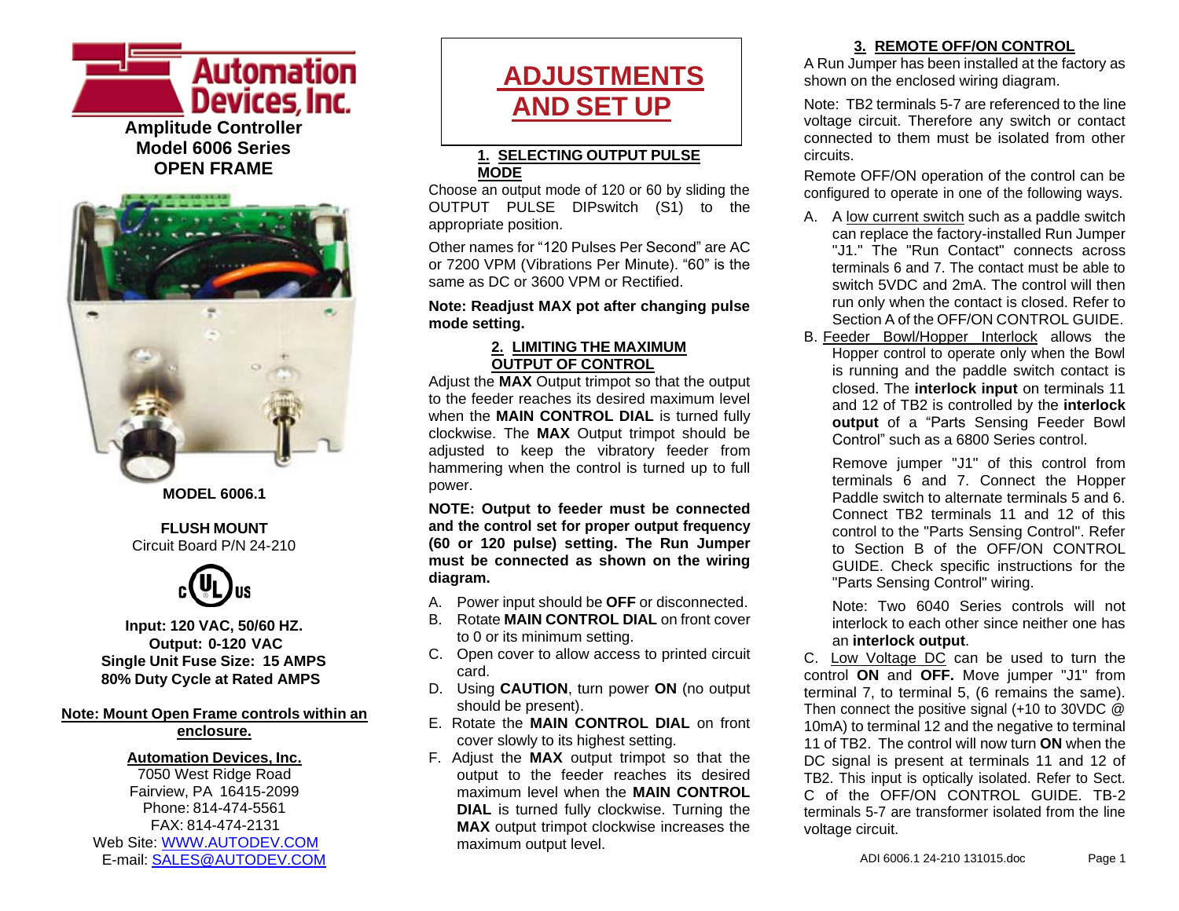Automation Devices, Inc.

**Amplitude Controller**
**Model 6006 Series**
**OPEN FRAME**

**MODEL 6006.1**

**FLUSH MOUNT**
Circuit Board P/N 24-210

c UL us

**Input: 120 VAC, 50/60 HZ.**
**Output: 0-120 VAC**
**Single Unit Fuse Size: 15 AMPS**
**80% Duty Cycle at Rated AMPS**

**Note: Mount Open Frame controls within an enclosure.**

**Automation Devices, Inc.**
7050 West Ridge Road
Fairview, PA 16415-2099
Phone: 814-474-5561
FAX: 814-474-2131
Web Site: WWW.AUTODEV.COM
E-mail: SALES@AUTODEV.COM

# ADJUSTMENTS AND SET UP

## 1. SELECTING OUTPUT PULSE MODE

Choose an output mode of 120 or 60 by sliding the OUTPUT PULSE DIPswitch (S1) to the appropriate position.

Other names for "120 Pulses Per Second" are AC or 7200 VPM (Vibrations Per Minute). "60" is the same as DC or 3600 VPM or Rectified.

**Note: Readjust MAX pot after changing pulse mode setting.**

## 2. LIMITING THE MAXIMUM OUTPUT OF CONTROL

Adjust the **MAX** Output trimpot so that the output to the feeder reaches its desired maximum level when the **MAIN CONTROL DIAL** is turned fully clockwise. The **MAX** Output trimpot should be adjusted to keep the vibratory feeder from hammering when the control is turned up to full power.

**NOTE: Output to feeder must be connected and the control set for proper output frequency (60 or 120 pulse) setting. The Run Jumper must be connected as shown on the wiring diagram.**

A. Power input should be **OFF** or disconnected.
B. Rotate **MAIN CONTROL DIAL** on front cover to 0 or its minimum setting.
C. Open cover to allow access to printed circuit card.
D. Using **CAUTION**, turn power **ON** (no output should be present).
E. Rotate the **MAIN CONTROL DIAL** on front cover slowly to its highest setting.
F. Adjust the **MAX** output trimpot so that the output to the feeder reaches its desired maximum level when the **MAIN CONTROL DIAL** is turned fully clockwise. Turning the **MAX** output trimpot clockwise increases the maximum output level.

## 3. REMOTE OFF/ON CONTROL

A Run Jumper has been installed at the factory as shown on the enclosed wiring diagram.

Note: TB2 terminals 5-7 are referenced to the line voltage circuit. Therefore any switch or contact connected to them must be isolated from other circuits.

Remote OFF/ON operation of the control can be configured to operate in one of the following ways.

A. A low current switch such as a paddle switch can replace the factory-installed Run Jumper "J1." The "Run Contact" connects across terminals 6 and 7. The contact must be able to switch 5VDC and 2mA. The control will then run only when the contact is closed. Refer to Section A of the OFF/ON CONTROL GUIDE.

B. Feeder Bowl/Hopper Interlock allows the Hopper control to operate only when the Bowl is running and the paddle switch contact is closed. The **interlock input** on terminals 11 and 12 of TB2 is controlled by the **interlock output** of a "Parts Sensing Feeder Bowl Control" such as a 6800 Series control.

   Remove jumper "J1" of this control from terminals 6 and 7. Connect the Hopper Paddle switch to alternate terminals 5 and 6. Connect TB2 terminals 11 and 12 of this control to the "Parts Sensing Control". Refer to Section B of the OFF/ON CONTROL GUIDE. Check specific instructions for the "Parts Sensing Control" wiring.

   Note: Two 6040 Series controls will not interlock to each other since neither one has an **interlock output**.

C. Low Voltage DC can be used to turn the control **ON** and **OFF.** Move jumper "J1" from terminal 7, to terminal 5, (6 remains the same). Then connect the positive signal (+10 to 30VDC @ 10mA) to terminal 12 and the negative to terminal 11 of TB2. The control will now turn **ON** when the DC signal is present at terminals 11 and 12 of TB2. This input is optically isolated. Refer to Sect. C of the OFF/ON CONTROL GUIDE. TB-2 terminals 5-7 are transformer isolated from the line voltage circuit.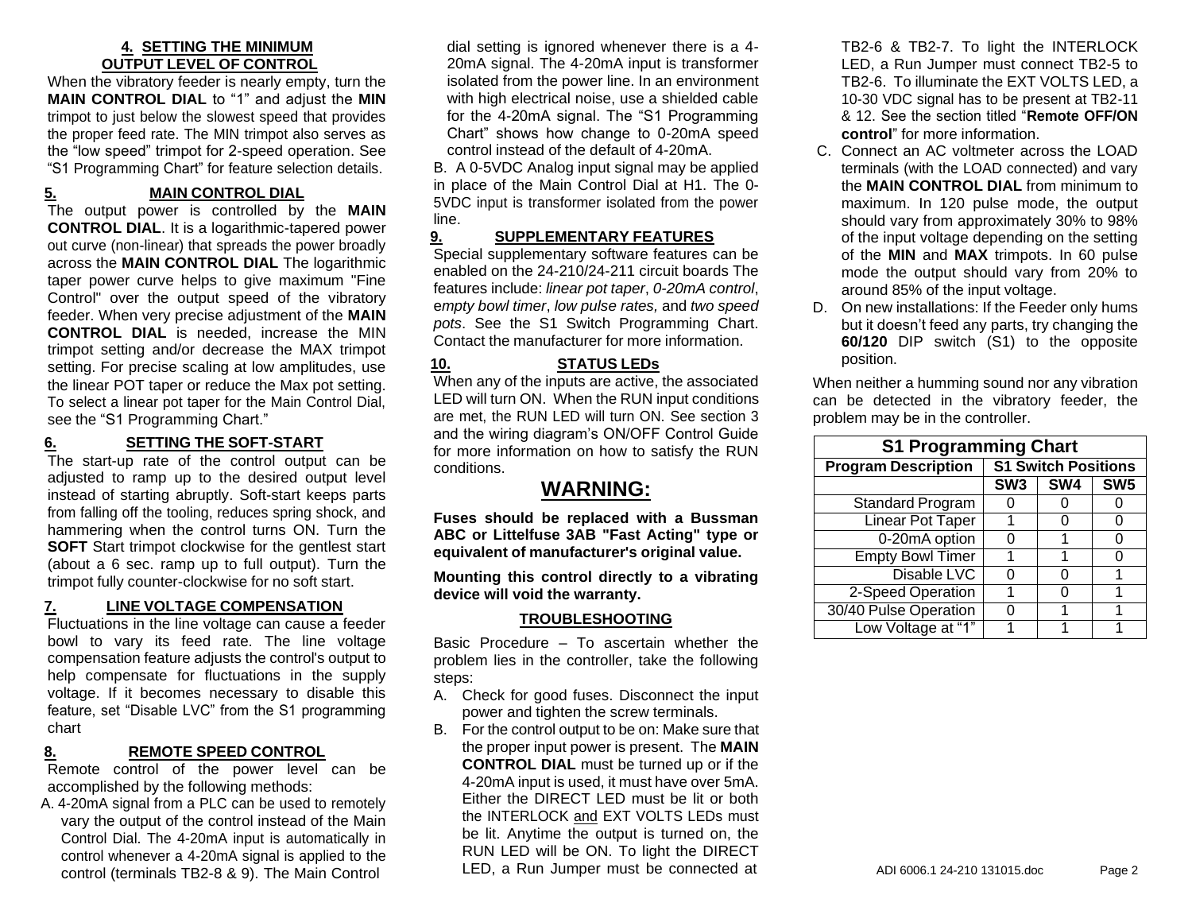## 4. SETTING THE MINIMUM OUTPUT LEVEL OF CONTROL

When the vibratory feeder is nearly empty, turn the **MAIN CONTROL DIAL** to "1" and adjust the **MIN** trimpot to just below the slowest speed that provides the proper feed rate. The MIN trimpot also serves as the "low speed" trimpot for 2-speed operation. See "S1 Programming Chart" for feature selection details.

## 5. MAIN CONTROL DIAL

The output power is controlled by the **MAIN CONTROL DIAL**. It is a logarithmic-tapered power out curve (non-linear) that spreads the power broadly across the **MAIN CONTROL DIAL** The logarithmic taper power curve helps to give maximum "Fine Control" over the output speed of the vibratory feeder. When very precise adjustment of the **MAIN CONTROL DIAL** is needed, increase the MIN trimpot setting and/or decrease the MAX trimpot setting. For precise scaling at low amplitudes, use the linear POT taper or reduce the Max pot setting. To select a linear pot taper for the Main Control Dial, see the "S1 Programming Chart."

## 6. SETTING THE SOFT-START

The start-up rate of the control output can be adjusted to ramp up to the desired output level instead of starting abruptly. Soft-start keeps parts from falling off the tooling, reduces spring shock, and hammering when the control turns ON. Turn the **SOFT** Start trimpot clockwise for the gentlest start (about a 6 sec. ramp up to full output). Turn the trimpot fully counter-clockwise for no soft start.

## 7. LINE VOLTAGE COMPENSATION

Fluctuations in the line voltage can cause a feeder bowl to vary its feed rate. The line voltage compensation feature adjusts the control's output to help compensate for fluctuations in the supply voltage. If it becomes necessary to disable this feature, set "Disable LVC" from the S1 programming chart

## 8. REMOTE SPEED CONTROL

Remote control of the power level can be accomplished by the following methods:

A. 4-20mA signal from a PLC can be used to remotely vary the output of the control instead of the Main Control Dial. The 4-20mA input is automatically in control whenever a 4-20mA signal is applied to the control (terminals TB2-8 & 9). The Main Control dial setting is ignored whenever there is a 4-20mA signal. The 4-20mA input is transformer isolated from the power line. In an environment with high electrical noise, use a shielded cable for the 4-20mA signal. The "S1 Programming Chart" shows how change to 0-20mA speed control instead of the default of 4-20mA.

B. A 0-5VDC Analog input signal may be applied in place of the Main Control Dial at H1. The 0-5VDC input is transformer isolated from the power line.

## 9. SUPPLEMENTARY FEATURES

Special supplementary software features can be enabled on the 24-210/24-211 circuit boards The features include: *linear pot taper*, *0-20mA control*, *empty bowl timer*, *low pulse rates,* and *two speed pots*. See the S1 Switch Programming Chart. Contact the manufacturer for more information.

## 10. STATUS LEDs

When any of the inputs are active, the associated LED will turn ON. When the RUN input conditions are met, the RUN LED will turn ON. See section 3 and the wiring diagram's ON/OFF Control Guide for more information on how to satisfy the RUN conditions.

# WARNING:

**Fuses should be replaced with a Bussman ABC or Littelfuse 3AB "Fast Acting" type or equivalent of manufacturer's original value.**

**Mounting this control directly to a vibrating device will void the warranty.**

## TROUBLESHOOTING

Basic Procedure – To ascertain whether the problem lies in the controller, take the following steps:

A. Check for good fuses. Disconnect the input power and tighten the screw terminals.

B. For the control output to be on: Make sure that the proper input power is present. The **MAIN CONTROL DIAL** must be turned up or if the 4-20mA input is used, it must have over 5mA. Either the DIRECT LED must be lit or both the INTERLOCK and EXT VOLTS LEDs must be lit. Anytime the output is turned on, the RUN LED will be ON. To light the DIRECT LED, a Run Jumper must be connected at TB2-6 & TB2-7. To light the INTERLOCK LED, a Run Jumper must connect TB2-5 to TB2-6. To illuminate the EXT VOLTS LED, a 10-30 VDC signal has to be present at TB2-11 & 12. See the section titled "**Remote OFF/ON control**" for more information.

C. Connect an AC voltmeter across the LOAD terminals (with the LOAD connected) and vary the **MAIN CONTROL DIAL** from minimum to maximum. In 120 pulse mode, the output should vary from approximately 30% to 98% of the input voltage depending on the setting of the **MIN** and **MAX** trimpots. In 60 pulse mode the output should vary from 20% to around 85% of the input voltage.

D. On new installations: If the Feeder only hums but it doesn't feed any parts, try changing the **60/120** DIP switch (S1) to the opposite position.

When neither a humming sound nor any vibration can be detected in the vibratory feeder, the problem may be in the controller.

| S1 Programming Chart | | | |
|---|---|---|---|
| **Program Description** | **S1 Switch Positions** | | |
| | **SW3** | **SW4** | **SW5** |
| Standard Program | 0 | 0 | 0 |
| Linear Pot Taper | 1 | 0 | 0 |
| 0-20mA option | 0 | 1 | 0 |
| Empty Bowl Timer | 1 | 1 | 0 |
| Disable LVC | 0 | 0 | 1 |
| 2-Speed Operation | 1 | 0 | 1 |
| 30/40 Pulse Operation | 0 | 1 | 1 |
| Low Voltage at "1" | 1 | 1 | 1 |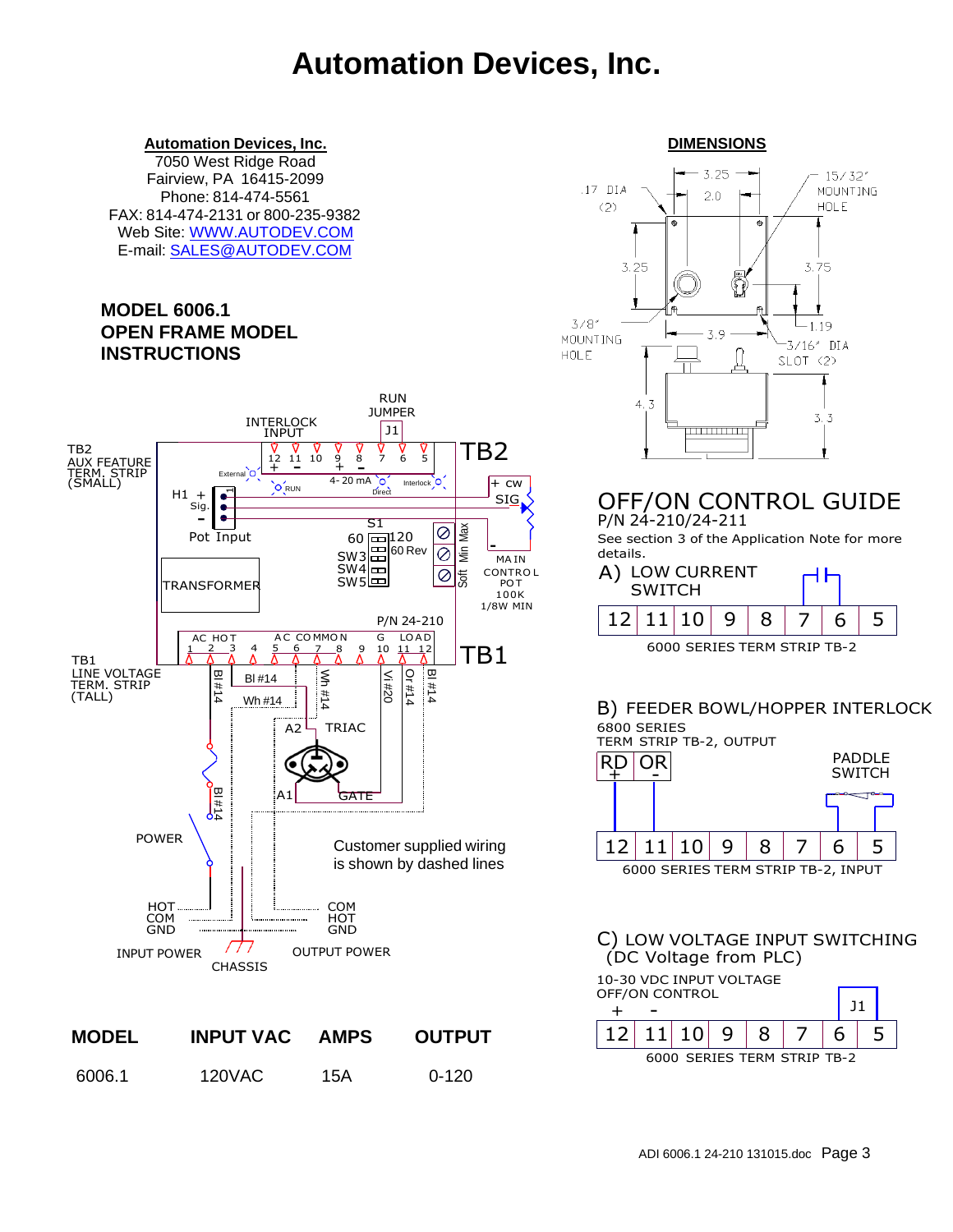# Automation Devices, Inc.

**Automation Devices, Inc.**
7050 West Ridge Road
Fairview, PA 16415-2099
Phone: 814-474-5561
FAX: 814-474-2131 or 800-235-9382
Web Site: WWW.AUTODEV.COM
E-mail: SALES@AUTODEV.COM

**MODEL 6006.1**
**OPEN FRAME MODEL**
**INSTRUCTIONS**

TB2
AUX FEATURE TERM. STRIP (SMALL)
INTERLOCK INPUT
RUN JUMPER
J1
12 11 10 9 8 7 6 5
External
RUN
4-20 mA
Direct
Interlock
+ CW
SIG
H1 + Sig. -
Pot Input
S1
60 120
SW3
SW4
SW5
60 Rev
Min Max
Soft
MAIN CONTROL POT 100K 1/8W MIN
TRANSFORMER
P/N 24-210
AC HOT
AC COMMON
G
LOAD
1 2 3 4 5 6 7 8 9 10 11 12
TB1
LINE VOLTAGE TERM. STRIP (TALL)
Bl #14
Bl #14
Wh #14
Wh #14
Vi #20
Or #14
Bl #14
Bl #14
A2
TRIAC
A1
GATE
POWER
Customer supplied wiring is shown by dashed lines
HOT
COM
GND
INPUT POWER
CHASSIS
COM
HOT
GND
OUTPUT POWER

| MODEL | INPUT VAC | AMPS | OUTPUT |
|---|---|---|---|
| 6006.1 | 120VAC | 15A | 0-120 |

**DIMENSIONS**

.17 DIA (2)
3.25
2.0
15/32" MOUNTING HOLE
3.25
3.75
3/8" MOUNTING HOLE
3.9
1.19
3/16" DIA SLOT (2)
4.3
3.3

## OFF/ON CONTROL GUIDE

P/N 24-210/24-211

See section 3 of the Application Note for more details.

A) LOW CURRENT SWITCH

12 11 10 9 8 7 6 5

6000 SERIES TERM STRIP TB-2

B) FEEDER BOWL/HOPPER INTERLOCK

6800 SERIES
TERM STRIP TB-2, OUTPUT

RD + OR -

PADDLE SWITCH

12 11 10 9 8 7 6 5

6000 SERIES TERM STRIP TB-2, INPUT

C) LOW VOLTAGE INPUT SWITCHING (DC Voltage from PLC)

10-30 VDC INPUT VOLTAGE
OFF/ON CONTROL
+ -
J1

12 11 10 9 8 7 6 5

6000 SERIES TERM STRIP TB-2

ADI 6006.1 24-210 131015.doc